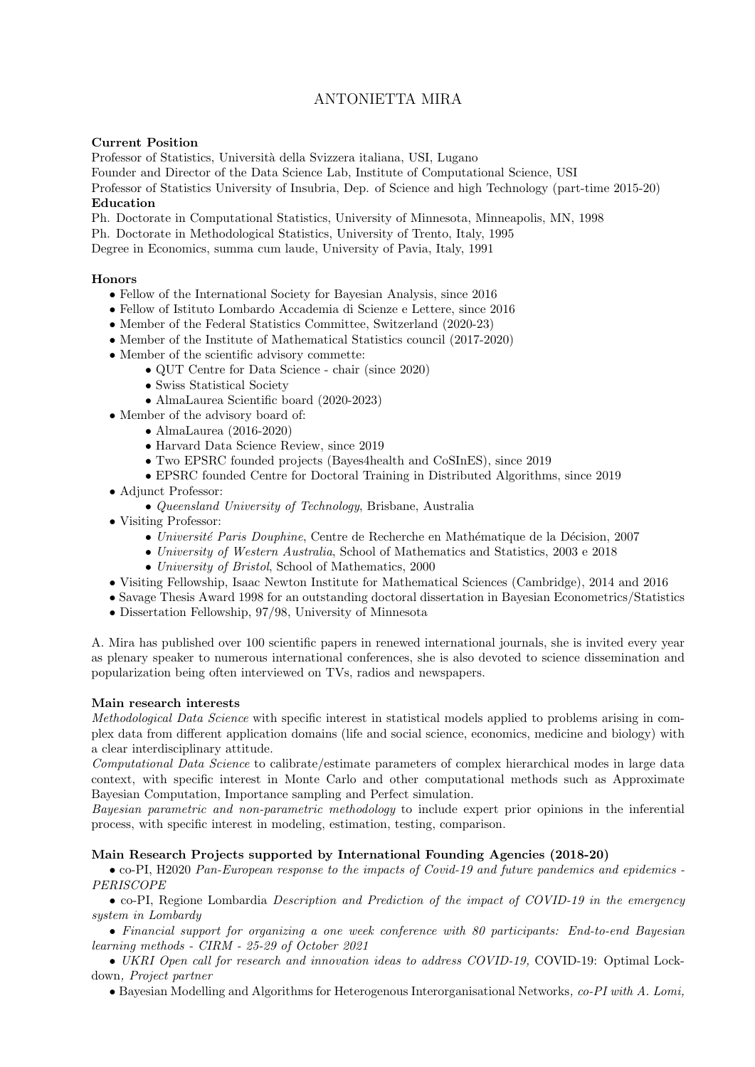# ANTONIETTA MIRA

**Current Position**

Professor of Statistics, Università della Svizzera italiana, USI, Lugano
Founder and Director of the Data Science Lab, Institute of Computational Science, USI
Professor of Statistics University of Insubria, Dep. of Science and high Technology (part-time 2015-20)

**Education**

Ph. Doctorate in Computational Statistics, University of Minnesota, Minneapolis, MN, 1998
Ph. Doctorate in Methodological Statistics, University of Trento, Italy, 1995
Degree in Economics, summa cum laude, University of Pavia, Italy, 1991

**Honors**

- Fellow of the International Society for Bayesian Analysis, since 2016
- Fellow of Istituto Lombardo Accademia di Scienze e Lettere, since 2016
- Member of the Federal Statistics Committee, Switzerland (2020-23)
- Member of the Institute of Mathematical Statistics council (2017-2020)
- Member of the scientific advisory commette:
  - QUT Centre for Data Science - chair (since 2020)
  - Swiss Statistical Society
  - AlmaLaurea Scientific board (2020-2023)
- Member of the advisory board of:
  - AlmaLaurea (2016-2020)
  - Harvard Data Science Review, since 2019
  - Two EPSRC founded projects (Bayes4health and CoSInES), since 2019
  - EPSRC founded Centre for Doctoral Training in Distributed Algorithms, since 2019
- Adjunct Professor:
  - *Queensland University of Technology*, Brisbane, Australia
- Visiting Professor:
  - *Université Paris Douphine*, Centre de Recherche en Mathématique de la Décision, 2007
  - *University of Western Australia*, School of Mathematics and Statistics, 2003 e 2018
  - *University of Bristol*, School of Mathematics, 2000
- Visiting Fellowship, Isaac Newton Institute for Mathematical Sciences (Cambridge), 2014 and 2016
- Savage Thesis Award 1998 for an outstanding doctoral dissertation in Bayesian Econometrics/Statistics
- Dissertation Fellowship, 97/98, University of Minnesota

A. Mira has published over 100 scientific papers in renewed international journals, she is invited every year as plenary speaker to numerous international conferences, she is also devoted to science dissemination and popularization being often interviewed on TVs, radios and newspapers.

**Main research interests**

*Methodological Data Science* with specific interest in statistical models applied to problems arising in complex data from different application domains (life and social science, economics, medicine and biology) with a clear interdisciplinary attitude.
*Computational Data Science* to calibrate/estimate parameters of complex hierarchical modes in large data context, with specific interest in Monte Carlo and other computational methods such as Approximate Bayesian Computation, Importance sampling and Perfect simulation.
*Bayesian parametric and non-parametric methodology* to include expert prior opinions in the inferential process, with specific interest in modeling, estimation, testing, comparison.

**Main Research Projects supported by International Founding Agencies (2018-20)**

- co-PI, H2020 *Pan-European response to the impacts of Covid-19 and future pandemics and epidemics - PERISCOPE*
- co-PI, Regione Lombardia *Description and Prediction of the impact of COVID-19 in the emergency system in Lombardy*
- *Financial support for organizing a one week conference with 80 participants: End-to-end Bayesian learning methods - CIRM - 25-29 of October 2021*
- *UKRI Open call for research and innovation ideas to address COVID-19,* COVID-19: Optimal Lockdown, *Project partner*
- Bayesian Modelling and Algorithms for Heterogenous Interorganisational Networks*, co-PI with A. Lomi,*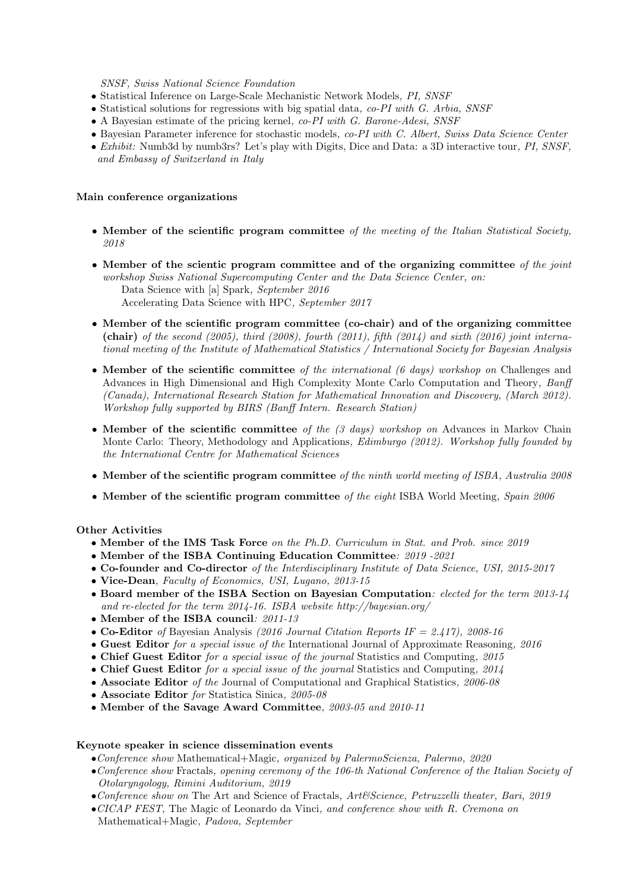*SNSF, Swiss National Science Foundation*

- Statistical Inference on Large-Scale Mechanistic Network Models, *PI, SNSF*
- Statistical solutions for regressions with big spatial data, *co-PI with G. Arbia, SNSF*
- A Bayesian estimate of the pricing kernel, *co-PI with G. Barone-Adesi, SNSF*
- Bayesian Parameter inference for stochastic models, *co-PI with C. Albert, Swiss Data Science Center*
- *Exhibit:* Numb3d by numb3rs? Let's play with Digits, Dice and Data: a 3D interactive tour, *PI, SNSF, and Embassy of Switzerland in Italy*

**Main conference organizations**

- **Member of the scientific program committee** *of the meeting of the Italian Statistical Society, 2018*
- **Member of the scientic program committee and of the organizing committee** *of the joint workshop Swiss National Supercomputing Center and the Data Science Center, on:*
  Data Science with [a] Spark, *September 2016*
  Accelerating Data Science with HPC, *September 2017*
- **Member of the scientific program committee (co-chair) and of the organizing committee (chair)** *of the second (2005), third (2008), fourth (2011), fifth (2014) and sixth (2016) joint international meeting of the Institute of Mathematical Statistics / International Society for Bayesian Analysis*
- **Member of the scientific committee** *of the international (6 days) workshop on* Challenges and Advances in High Dimensional and High Complexity Monte Carlo Computation and Theory, *Banff (Canada), International Research Station for Mathematical Innovation and Discovery, (March 2012). Workshop fully supported by BIRS (Banff Intern. Research Station)*
- **Member of the scientific committee** *of the (3 days) workshop on* Advances in Markov Chain Monte Carlo: Theory, Methodology and Applications, *Edimburgo (2012). Workshop fully founded by the International Centre for Mathematical Sciences*
- **Member of the scientific program committee** *of the ninth world meeting of ISBA, Australia 2008*
- **Member of the scientific program committee** *of the eight* ISBA World Meeting, *Spain 2006*

**Other Activities**

- **Member of the IMS Task Force** *on the Ph.D. Curriculum in Stat. and Prob. since 2019*
- **Member of the ISBA Continuing Education Committee***: 2019 -2021*
- **Co-founder and Co-director** *of the Interdisciplinary Institute of Data Science, USI, 2015-2017*
- **Vice-Dean**, *Faculty of Economics, USI, Lugano, 2013-15*
- **Board member of the ISBA Section on Bayesian Computation***: elected for the term 2013-14 and re-elected for the term 2014-16. ISBA website http://bayesian.org/*
- **Member of the ISBA council***: 2011-13*
- **Co-Editor** *of* Bayesian Analysis *(2016 Journal Citation Reports IF = 2.417), 2008-16*
- **Guest Editor** *for a special issue of the* International Journal of Approximate Reasoning, *2016*
- **Chief Guest Editor** *for a special issue of the journal* Statistics and Computing, *2015*
- **Chief Guest Editor** *for a special issue of the journal* Statistics and Computing, *2014*
- **Associate Editor** *of the* Journal of Computational and Graphical Statistics, *2006-08*
- **Associate Editor** *for* Statistica Sinica, *2005-08*
- **Member of the Savage Award Committee**, *2003-05 and 2010-11*

**Keynote speaker in science dissemination events**

- *Conference show* Mathematical+Magic, *organized by PalermoScienza, Palermo, 2020*
- *Conference show* Fractals, *opening ceremony of the 106-th National Conference of the Italian Society of Otolaryngology, Rimini Auditorium, 2019*
- *Conference show on* The Art and Science of Fractals, *Art&Science, Petruzzelli theater, Bari, 2019*
- *CICAP FEST,* The Magic of Leonardo da Vinci, *and conference show with R. Cremona on* Mathematical+Magic, *Padova, September*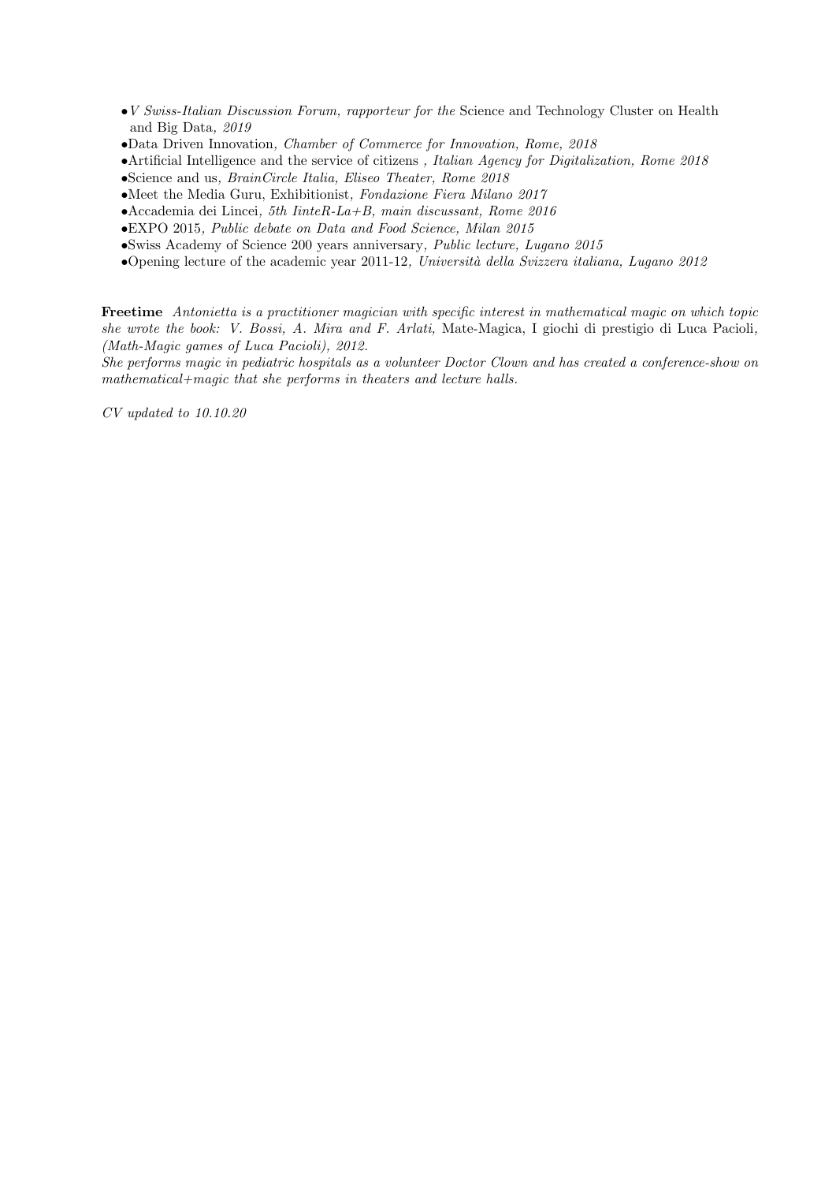- *V Swiss-Italian Discussion Forum, rapporteur for the* Science and Technology Cluster on Health and Big Data*, 2019*
- Data Driven Innovation*, Chamber of Commerce for Innovation, Rome, 2018*
- Artificial Intelligence and the service of citizens *, Italian Agency for Digitalization, Rome 2018*
- Science and us*, BrainCircle Italia, Eliseo Theater, Rome 2018*
- Meet the Media Guru, Exhibitionist*, Fondazione Fiera Milano 2017*
- Accademia dei Lincei*, 5th IinteR-La+B, main discussant, Rome 2016*
- EXPO 2015*, Public debate on Data and Food Science, Milan 2015*
- Swiss Academy of Science 200 years anniversary*, Public lecture, Lugano 2015*
- Opening lecture of the academic year 2011-12*, Università della Svizzera italiana, Lugano 2012*

**Freetime** *Antonietta is a practitioner magician with specific interest in mathematical magic on which topic she wrote the book: V. Bossi, A. Mira and F. Arlati,* Mate-Magica, I giochi di prestigio di Luca Pacioli*, (Math-Magic games of Luca Pacioli), 2012.*
*She performs magic in pediatric hospitals as a volunteer Doctor Clown and has created a conference-show on mathematical+magic that she performs in theaters and lecture halls.*

*CV updated to 10.10.20*